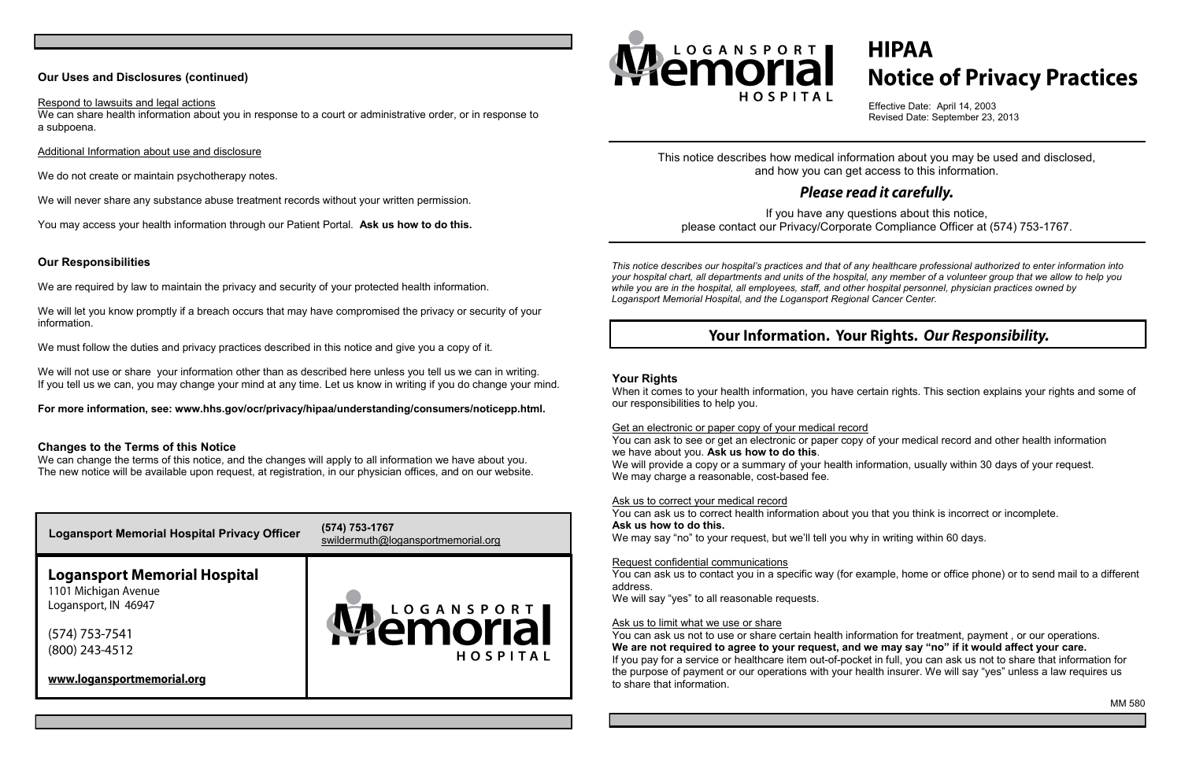## Our Uses and Disclosures (continued)

Respond to lawsuits and legal actions

We can share health information about you in response to a court or administrative order, or in response to a subpoena.

Additional Information about use and disclosure

We do not create or maintain psychotherapy notes.

We will never share any substance abuse treatment records without your written permission.

You may access your health information through our Patient Portal. **Ask us how to do this.**

## Our Responsibilities

We are required by law to maintain the privacy and security of your protected health information.

We will let you know promptly if a breach occurs that may have compromised the privacy or security of your information.

We must follow the duties and privacy practices described in this notice and give you a copy of it.

We will not use or share your information other than as described here unless you tell us we can in writing. If you tell us we can, you may change your mind at any time. Let us know in writing if you do change your mind.

**For more information, see: www.hhs.gov/ocr/privacy/hipaa/understanding/consumers/noticepp.html.**

## Changes to the Terms of this Notice

We can change the terms of this notice, and the changes will apply to all information we have about you. The new notice will be available upon request, at registration, in our physician offices, and on our website.

| **Logansport Memorial Hospital Privacy Officer** | **(574) 753-1767** swildermuth@logansportmemorial.org |
|---|---|

**Logansport Memorial Hospital**
1101 Michigan Avenue
Logansport, IN 46947

(574) 753-7541
(800) 243-4512

**www.logansportmemorial.org**

LOGANSPORT Memorial HOSPITAL

LOGANSPORT Memorial HOSPITAL

# HIPAA Notice of Privacy Practices

Effective Date: April 14, 2003
Revised Date: September 23, 2013

This notice describes how medical information about you may be used and disclosed, and how you can get access to this information.

***Please read it carefully.***

If you have any questions about this notice, please contact our Privacy/Corporate Compliance Officer at (574) 753-1767.

*This notice describes our hospital's practices and that of any healthcare professional authorized to enter information into your hospital chart, all departments and units of the hospital, any member of a volunteer group that we allow to help you while you are in the hospital, all employees, staff, and other hospital personnel, physician practices owned by Logansport Memorial Hospital, and the Logansport Regional Cancer Center.*

## Your Information. Your Rights. *Our Responsibility.*

### Your Rights

When it comes to your health information, you have certain rights. This section explains your rights and some of our responsibilities to help you.

Get an electronic or paper copy of your medical record

You can ask to see or get an electronic or paper copy of your medical record and other health information we have about you. **Ask us how to do this**.
We will provide a copy or a summary of your health information, usually within 30 days of your request.
We may charge a reasonable, cost-based fee.

Ask us to correct your medical record

You can ask us to correct health information about you that you think is incorrect or incomplete.
**Ask us how to do this.**
We may say "no" to your request, but we'll tell you why in writing within 60 days.

Request confidential communications

You can ask us to contact you in a specific way (for example, home or office phone) or to send mail to a different address.
We will say "yes" to all reasonable requests.

Ask us to limit what we use or share

You can ask us not to use or share certain health information for treatment, payment , or our operations.
**We are not required to agree to your request, and we may say "no" if it would affect your care.**
If you pay for a service or healthcare item out-of-pocket in full, you can ask us not to share that information for the purpose of payment or our operations with your health insurer. We will say "yes" unless a law requires us to share that information.

MM 580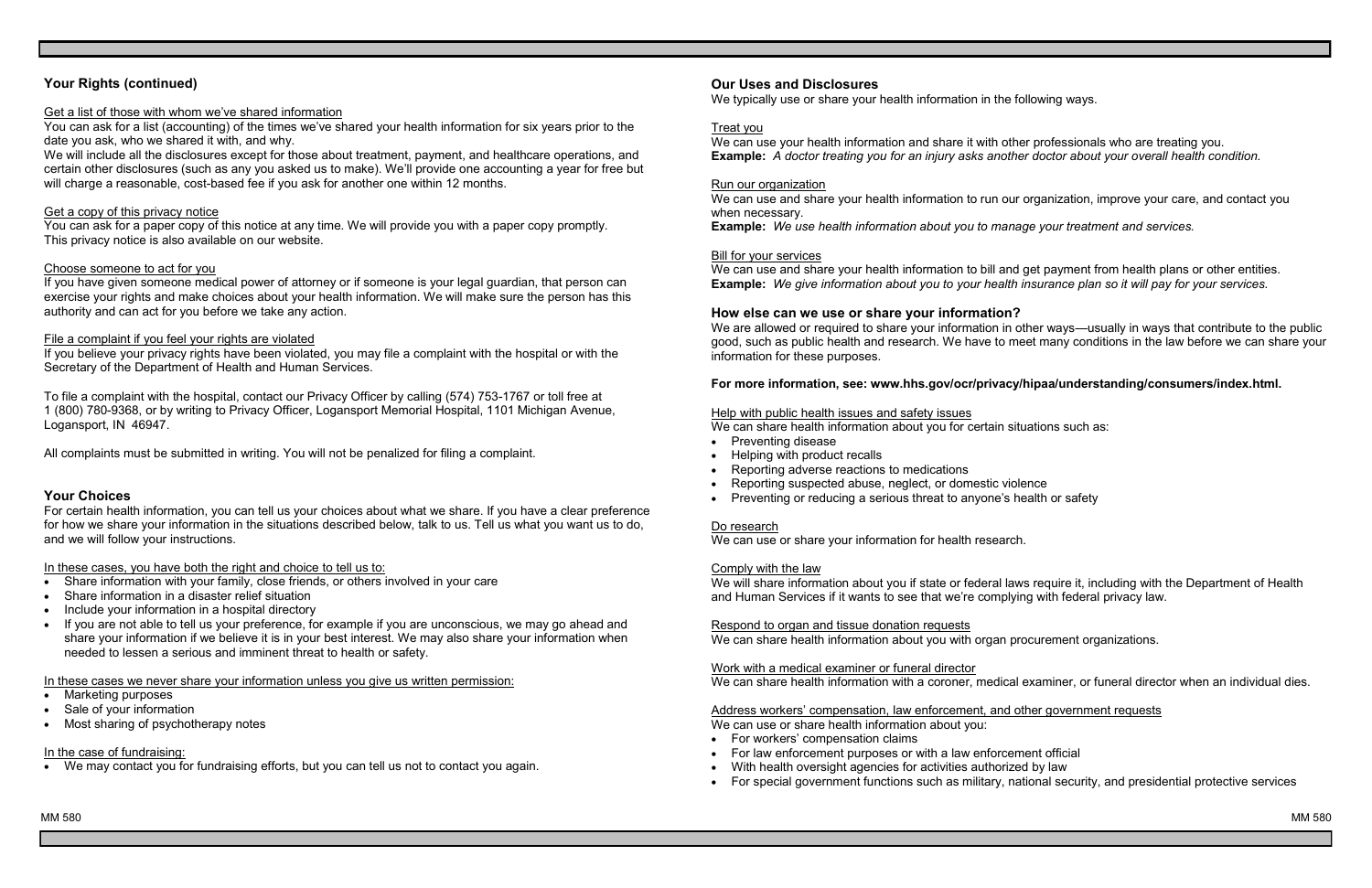## Your Rights (continued)

Get a list of those with whom we've shared information

You can ask for a list (accounting) of the times we've shared your health information for six years prior to the date you ask, who we shared it with, and why.

We will include all the disclosures except for those about treatment, payment, and healthcare operations, and certain other disclosures (such as any you asked us to make). We'll provide one accounting a year for free but will charge a reasonable, cost-based fee if you ask for another one within 12 months.

Get a copy of this privacy notice

You can ask for a paper copy of this notice at any time. We will provide you with a paper copy promptly. This privacy notice is also available on our website.

Choose someone to act for you

If you have given someone medical power of attorney or if someone is your legal guardian, that person can exercise your rights and make choices about your health information. We will make sure the person has this authority and can act for you before we take any action.

File a complaint if you feel your rights are violated

If you believe your privacy rights have been violated, you may file a complaint with the hospital or with the Secretary of the Department of Health and Human Services.

To file a complaint with the hospital, contact our Privacy Officer by calling (574) 753-1767 or toll free at 1 (800) 780-9368, or by writing to Privacy Officer, Logansport Memorial Hospital, 1101 Michigan Avenue, Logansport, IN 46947.

All complaints must be submitted in writing. You will not be penalized for filing a complaint.

## Your Choices

For certain health information, you can tell us your choices about what we share. If you have a clear preference for how we share your information in the situations described below, talk to us. Tell us what you want us to do, and we will follow your instructions.

In these cases, you have both the right and choice to tell us to:

- Share information with your family, close friends, or others involved in your care
- Share information in a disaster relief situation
- Include your information in a hospital directory
- If you are not able to tell us your preference, for example if you are unconscious, we may go ahead and share your information if we believe it is in your best interest. We may also share your information when needed to lessen a serious and imminent threat to health or safety.

In these cases we never share your information unless you give us written permission:

- Marketing purposes
- Sale of your information
- Most sharing of psychotherapy notes

In the case of fundraising:

- We may contact you for fundraising efforts, but you can tell us not to contact you again.

## Our Uses and Disclosures

We typically use or share your health information in the following ways.

Treat you

We can use your health information and share it with other professionals who are treating you.
**Example:** *A doctor treating you for an injury asks another doctor about your overall health condition.*

Run our organization

We can use and share your health information to run our organization, improve your care, and contact you when necessary.
**Example:** *We use health information about you to manage your treatment and services.*

Bill for your services

We can use and share your health information to bill and get payment from health plans or other entities.
**Example:** *We give information about you to your health insurance plan so it will pay for your services.*

## How else can we use or share your information?

We are allowed or required to share your information in other ways—usually in ways that contribute to the public good, such as public health and research. We have to meet many conditions in the law before we can share your information for these purposes.

**For more information, see: www.hhs.gov/ocr/privacy/hipaa/understanding/consumers/index.html.**

Help with public health issues and safety issues

We can share health information about you for certain situations such as:

- Preventing disease
- Helping with product recalls
- Reporting adverse reactions to medications
- Reporting suspected abuse, neglect, or domestic violence
- Preventing or reducing a serious threat to anyone's health or safety

Do research

We can use or share your information for health research.

Comply with the law

We will share information about you if state or federal laws require it, including with the Department of Health and Human Services if it wants to see that we're complying with federal privacy law.

Respond to organ and tissue donation requests

We can share health information about you with organ procurement organizations.

Work with a medical examiner or funeral director

We can share health information with a coroner, medical examiner, or funeral director when an individual dies.

Address workers' compensation, law enforcement, and other government requests

We can use or share health information about you:

- For workers' compensation claims
- For law enforcement purposes or with a law enforcement official
- With health oversight agencies for activities authorized by law
- For special government functions such as military, national security, and presidential protective services